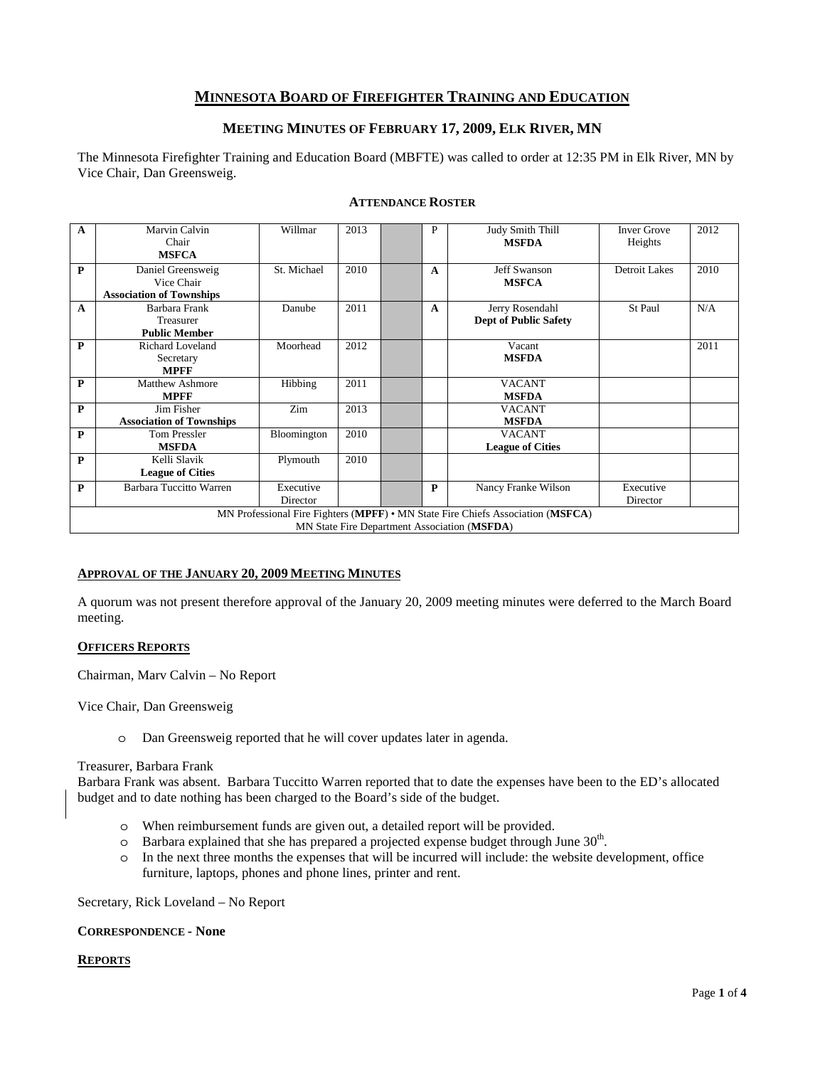# MINNESOTA BOARD OF FIREFIGHTER TRAINING AND EDUCATION

## MEETING MINUTES OF FEBRUARY 17, 2009, ELK RIVER, MN

The Minnesota Firefighter Training and Education Board (MBFTE) was called to order at 12:35 PM in Elk River, MN by Vice Chair, Dan Greensweig.

### ATTENDANCE ROSTER

| | | | | | | | | |
|---|---|---|---|---|---|---|---|---|
| A | Marvin Calvin Chair **MSFCA** | Willmar | 2013 | | P | Judy Smith Thill **MSFDA** | Inver Grove Heights | 2012 |
| P | Daniel Greensweig Vice Chair **Association of Townships** | St. Michael | 2010 | | A | Jeff Swanson **MSFCA** | Detroit Lakes | 2010 |
| A | Barbara Frank Treasurer **Public Member** | Danube | 2011 | | A | Jerry Rosendahl **Dept of Public Safety** | St Paul | N/A |
| P | Richard Loveland Secretary **MPFF** | Moorhead | 2012 | | | Vacant **MSFDA** | | 2011 |
| P | Matthew Ashmore **MPFF** | Hibbing | 2011 | | | VACANT **MSFDA** | | |
| P | Jim Fisher **Association of Townships** | Zim | 2013 | | | VACANT **MSFDA** | | |
| P | Tom Pressler **MSFDA** | Bloomington | 2010 | | | VACANT **League of Cities** | | |
| P | Kelli Slavik **League of Cities** | Plymouth | 2010 | | | | | |
| P | Barbara Tuccitto Warren | Executive Director | | | P | Nancy Franke Wilson | Executive Director | |

MN Professional Fire Fighters (**MPFF**) • MN State Fire Chiefs Association (**MSFCA**)
MN State Fire Department Association (**MSFDA**)

**APPROVAL OF THE JANUARY 20, 2009 MEETING MINUTES**

A quorum was not present therefore approval of the January 20, 2009 meeting minutes were deferred to the March Board meeting.

**OFFICERS REPORTS**

Chairman, Marv Calvin – No Report

Vice Chair, Dan Greensweig

- Dan Greensweig reported that he will cover updates later in agenda.

Treasurer, Barbara Frank
Barbara Frank was absent. Barbara Tuccitto Warren reported that to date the expenses have been to the ED's allocated budget and to date nothing has been charged to the Board's side of the budget.

- When reimbursement funds are given out, a detailed report will be provided.
- Barbara explained that she has prepared a projected expense budget through June 30th.
- In the next three months the expenses that will be incurred will include: the website development, office furniture, laptops, phones and phone lines, printer and rent.

Secretary, Rick Loveland – No Report

**CORRESPONDENCE - None**

**REPORTS**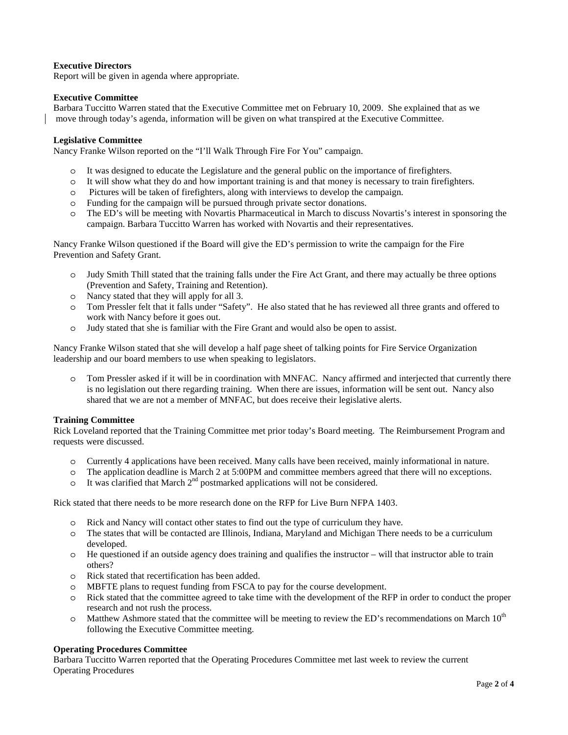**Executive Directors**
Report will be given in agenda where appropriate.

**Executive Committee**
Barbara Tuccitto Warren stated that the Executive Committee met on February 10, 2009. She explained that as we move through today's agenda, information will be given on what transpired at the Executive Committee.

**Legislative Committee**
Nancy Franke Wilson reported on the "I'll Walk Through Fire For You" campaign.

- It was designed to educate the Legislature and the general public on the importance of firefighters.
- It will show what they do and how important training is and that money is necessary to train firefighters.
- Pictures will be taken of firefighters, along with interviews to develop the campaign.
- Funding for the campaign will be pursued through private sector donations.
- The ED's will be meeting with Novartis Pharmaceutical in March to discuss Novartis's interest in sponsoring the campaign. Barbara Tuccitto Warren has worked with Novartis and their representatives.

Nancy Franke Wilson questioned if the Board will give the ED's permission to write the campaign for the Fire Prevention and Safety Grant.

- Judy Smith Thill stated that the training falls under the Fire Act Grant, and there may actually be three options (Prevention and Safety, Training and Retention).
- Nancy stated that they will apply for all 3.
- Tom Pressler felt that it falls under "Safety". He also stated that he has reviewed all three grants and offered to work with Nancy before it goes out.
- Judy stated that she is familiar with the Fire Grant and would also be open to assist.

Nancy Franke Wilson stated that she will develop a half page sheet of talking points for Fire Service Organization leadership and our board members to use when speaking to legislators.

- Tom Pressler asked if it will be in coordination with MNFAC. Nancy affirmed and interjected that currently there is no legislation out there regarding training. When there are issues, information will be sent out. Nancy also shared that we are not a member of MNFAC, but does receive their legislative alerts.

**Training Committee**
Rick Loveland reported that the Training Committee met prior today's Board meeting. The Reimbursement Program and requests were discussed.

- Currently 4 applications have been received. Many calls have been received, mainly informational in nature.
- The application deadline is March 2 at 5:00PM and committee members agreed that there will no exceptions.
- It was clarified that March 2nd postmarked applications will not be considered.

Rick stated that there needs to be more research done on the RFP for Live Burn NFPA 1403.

- Rick and Nancy will contact other states to find out the type of curriculum they have.
- The states that will be contacted are Illinois, Indiana, Maryland and Michigan There needs to be a curriculum developed.
- He questioned if an outside agency does training and qualifies the instructor – will that instructor able to train others?
- Rick stated that recertification has been added.
- MBFTE plans to request funding from FSCA to pay for the course development.
- Rick stated that the committee agreed to take time with the development of the RFP in order to conduct the proper research and not rush the process.
- Matthew Ashmore stated that the committee will be meeting to review the ED's recommendations on March 10th following the Executive Committee meeting.

**Operating Procedures Committee**
Barbara Tuccitto Warren reported that the Operating Procedures Committee met last week to review the current Operating Procedures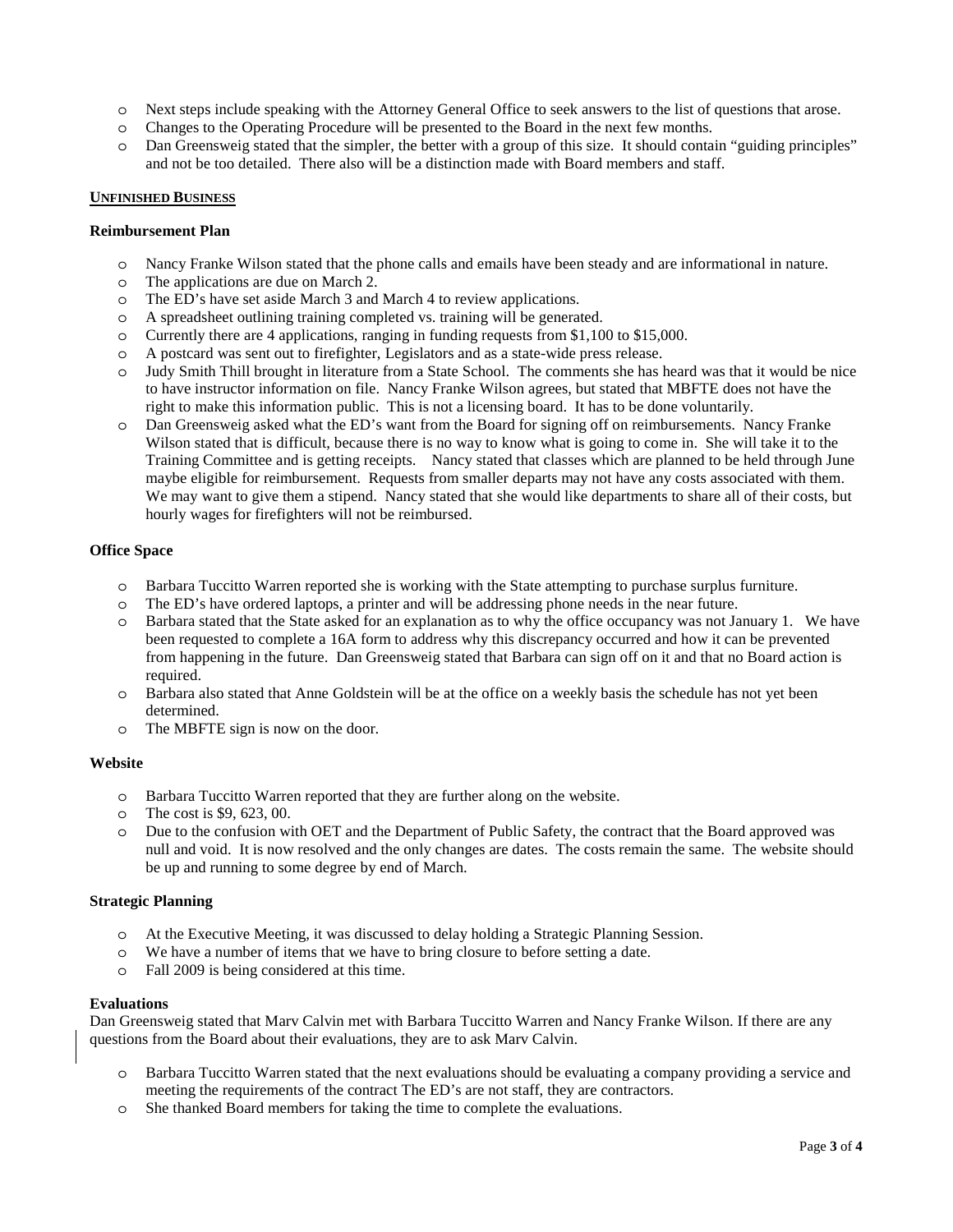- Next steps include speaking with the Attorney General Office to seek answers to the list of questions that arose.
- Changes to the Operating Procedure will be presented to the Board in the next few months.
- Dan Greensweig stated that the simpler, the better with a group of this size. It should contain "guiding principles" and not be too detailed. There also will be a distinction made with Board members and staff.

**UNFINISHED BUSINESS**

**Reimbursement Plan**

- Nancy Franke Wilson stated that the phone calls and emails have been steady and are informational in nature.
- The applications are due on March 2.
- The ED's have set aside March 3 and March 4 to review applications.
- A spreadsheet outlining training completed vs. training will be generated.
- Currently there are 4 applications, ranging in funding requests from $1,100 to $15,000.
- A postcard was sent out to firefighter, Legislators and as a state-wide press release.
- Judy Smith Thill brought in literature from a State School. The comments she has heard was that it would be nice to have instructor information on file. Nancy Franke Wilson agrees, but stated that MBFTE does not have the right to make this information public. This is not a licensing board. It has to be done voluntarily.
- Dan Greensweig asked what the ED's want from the Board for signing off on reimbursements. Nancy Franke Wilson stated that is difficult, because there is no way to know what is going to come in. She will take it to the Training Committee and is getting receipts. Nancy stated that classes which are planned to be held through June maybe eligible for reimbursement. Requests from smaller departs may not have any costs associated with them. We may want to give them a stipend. Nancy stated that she would like departments to share all of their costs, but hourly wages for firefighters will not be reimbursed.

**Office Space**

- Barbara Tuccitto Warren reported she is working with the State attempting to purchase surplus furniture.
- The ED's have ordered laptops, a printer and will be addressing phone needs in the near future.
- Barbara stated that the State asked for an explanation as to why the office occupancy was not January 1. We have been requested to complete a 16A form to address why this discrepancy occurred and how it can be prevented from happening in the future. Dan Greensweig stated that Barbara can sign off on it and that no Board action is required.
- Barbara also stated that Anne Goldstein will be at the office on a weekly basis the schedule has not yet been determined.
- The MBFTE sign is now on the door.

**Website**

- Barbara Tuccitto Warren reported that they are further along on the website.
- The cost is $9, 623, 00.
- Due to the confusion with OET and the Department of Public Safety, the contract that the Board approved was null and void. It is now resolved and the only changes are dates. The costs remain the same. The website should be up and running to some degree by end of March.

**Strategic Planning**

- At the Executive Meeting, it was discussed to delay holding a Strategic Planning Session.
- We have a number of items that we have to bring closure to before setting a date.
- Fall 2009 is being considered at this time.

**Evaluations**

Dan Greensweig stated that Marv Calvin met with Barbara Tuccitto Warren and Nancy Franke Wilson. If there are any questions from the Board about their evaluations, they are to ask Marv Calvin.

- Barbara Tuccitto Warren stated that the next evaluations should be evaluating a company providing a service and meeting the requirements of the contract The ED's are not staff, they are contractors.
- She thanked Board members for taking the time to complete the evaluations.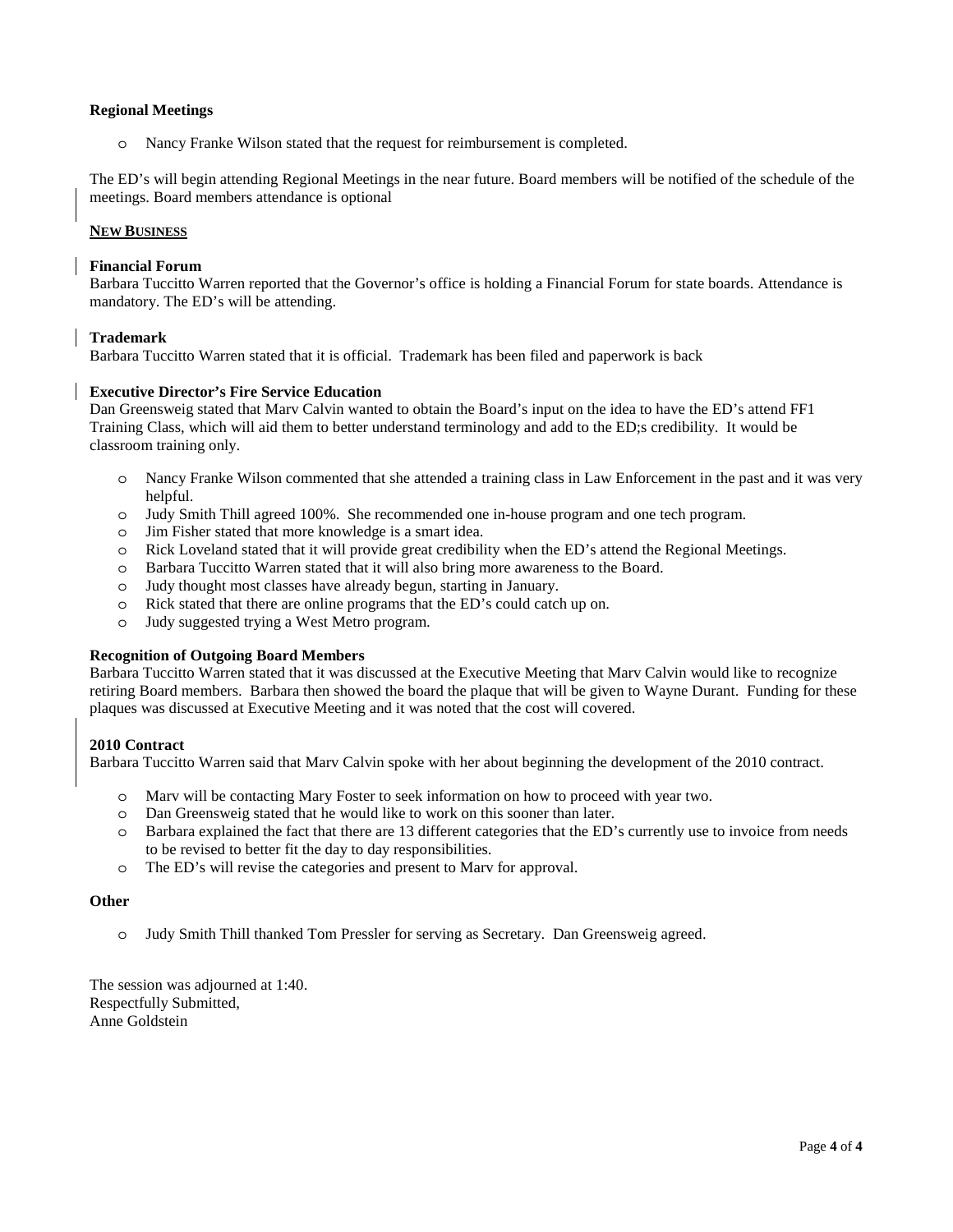**Regional Meetings**

- Nancy Franke Wilson stated that the request for reimbursement is completed.

The ED's will begin attending Regional Meetings in the near future. Board members will be notified of the schedule of the meetings. Board members attendance is optional

## NEW BUSINESS

**Financial Forum**

Barbara Tuccitto Warren reported that the Governor's office is holding a Financial Forum for state boards. Attendance is mandatory. The ED's will be attending.

**Trademark**

Barbara Tuccitto Warren stated that it is official. Trademark has been filed and paperwork is back

**Executive Director's Fire Service Education**

Dan Greensweig stated that Marv Calvin wanted to obtain the Board's input on the idea to have the ED's attend FF1 Training Class, which will aid them to better understand terminology and add to the ED;s credibility. It would be classroom training only.

- Nancy Franke Wilson commented that she attended a training class in Law Enforcement in the past and it was very helpful.
- Judy Smith Thill agreed 100%. She recommended one in-house program and one tech program.
- Jim Fisher stated that more knowledge is a smart idea.
- Rick Loveland stated that it will provide great credibility when the ED's attend the Regional Meetings.
- Barbara Tuccitto Warren stated that it will also bring more awareness to the Board.
- Judy thought most classes have already begun, starting in January.
- Rick stated that there are online programs that the ED's could catch up on.
- Judy suggested trying a West Metro program.

**Recognition of Outgoing Board Members**

Barbara Tuccitto Warren stated that it was discussed at the Executive Meeting that Marv Calvin would like to recognize retiring Board members. Barbara then showed the board the plaque that will be given to Wayne Durant. Funding for these plaques was discussed at Executive Meeting and it was noted that the cost will covered.

**2010 Contract**

Barbara Tuccitto Warren said that Marv Calvin spoke with her about beginning the development of the 2010 contract.

- Marv will be contacting Mary Foster to seek information on how to proceed with year two.
- Dan Greensweig stated that he would like to work on this sooner than later.
- Barbara explained the fact that there are 13 different categories that the ED's currently use to invoice from needs to be revised to better fit the day to day responsibilities.
- The ED's will revise the categories and present to Marv for approval.

**Other**

- Judy Smith Thill thanked Tom Pressler for serving as Secretary. Dan Greensweig agreed.

The session was adjourned at 1:40.
Respectfully Submitted,
Anne Goldstein